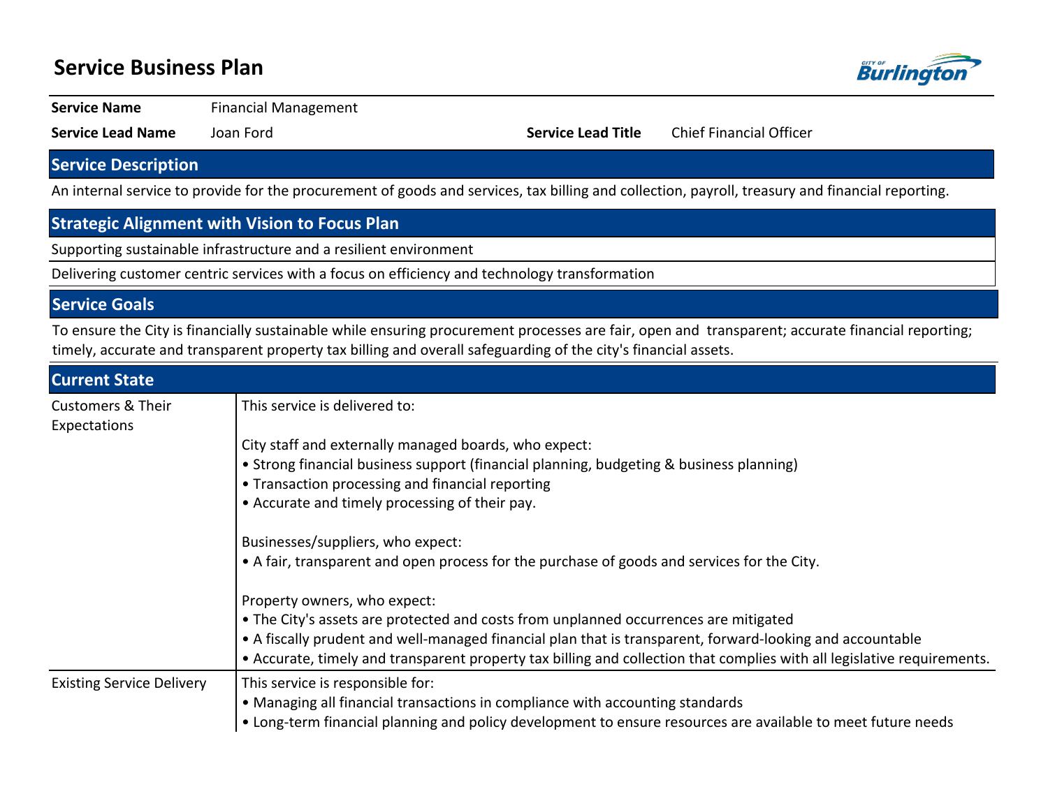# Service Business Plan

**Service Name** Financial Management

**Service Lead Name** Joan Ford **Service Lead Title** Chief Financial Officer

## Service Description

An internal service to provide for the procurement of goods and services, tax billing and collection, payroll, treasury and financial reporting.

## Strategic Alignment with Vision to Focus Plan

Supporting sustainable infrastructure and a resilient environment

Delivering customer centric services with a focus on efficiency and technology transformation

## Service Goals

To ensure the City is financially sustainable while ensuring procurement processes are fair, open and transparent; accurate financial reporting; timely, accurate and transparent property tax billing and overall safeguarding of the city's financial assets.

## Current State

| | |
|---|---|
| Customers & Their Expectations | This service is delivered to:<br><br>City staff and externally managed boards, who expect:<br>• Strong financial business support (financial planning, budgeting & business planning)<br>• Transaction processing and financial reporting<br>• Accurate and timely processing of their pay.<br><br>Businesses/suppliers, who expect:<br>• A fair, transparent and open process for the purchase of goods and services for the City.<br><br>Property owners, who expect:<br>• The City's assets are protected and costs from unplanned occurrences are mitigated<br>• A fiscally prudent and well-managed financial plan that is transparent, forward-looking and accountable<br>• Accurate, timely and transparent property tax billing and collection that complies with all legislative requirements. |
| Existing Service Delivery | This service is responsible for:<br>• Managing all financial transactions in compliance with accounting standards<br>• Long-term financial planning and policy development to ensure resources are available to meet future needs |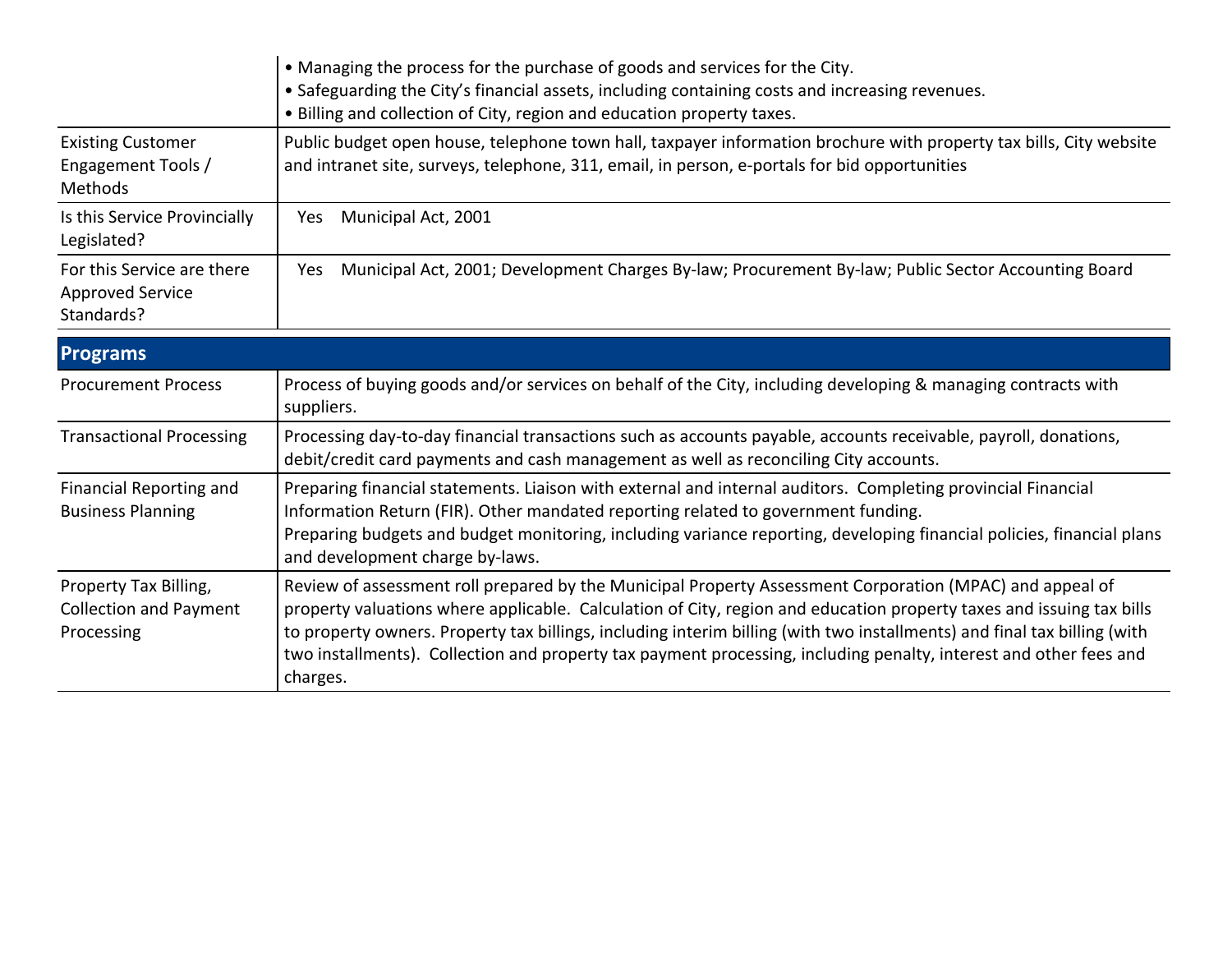| | |
|---|---|
| | • Managing the process for the purchase of goods and services for the City.<br>• Safeguarding the City's financial assets, including containing costs and increasing revenues.<br>• Billing and collection of City, region and education property taxes. |
| Existing Customer Engagement Tools / Methods | Public budget open house, telephone town hall, taxpayer information brochure with property tax bills, City website and intranet site, surveys, telephone, 311, email, in person, e-portals for bid opportunities |
| Is this Service Provincially Legislated? | Yes Municipal Act, 2001 |
| For this Service are there Approved Service Standards? | Yes Municipal Act, 2001; Development Charges By-law; Procurement By-law; Public Sector Accounting Board |

| **Programs** | |
|---|---|
| Procurement Process | Process of buying goods and/or services on behalf of the City, including developing & managing contracts with suppliers. |
| Transactional Processing | Processing day-to-day financial transactions such as accounts payable, accounts receivable, payroll, donations, debit/credit card payments and cash management as well as reconciling City accounts. |
| Financial Reporting and Business Planning | Preparing financial statements. Liaison with external and internal auditors. Completing provincial Financial Information Return (FIR). Other mandated reporting related to government funding.<br>Preparing budgets and budget monitoring, including variance reporting, developing financial policies, financial plans and development charge by-laws. |
| Property Tax Billing, Collection and Payment Processing | Review of assessment roll prepared by the Municipal Property Assessment Corporation (MPAC) and appeal of property valuations where applicable. Calculation of City, region and education property taxes and issuing tax bills to property owners. Property tax billings, including interim billing (with two installments) and final tax billing (with two installments). Collection and property tax payment processing, including penalty, interest and other fees and charges. |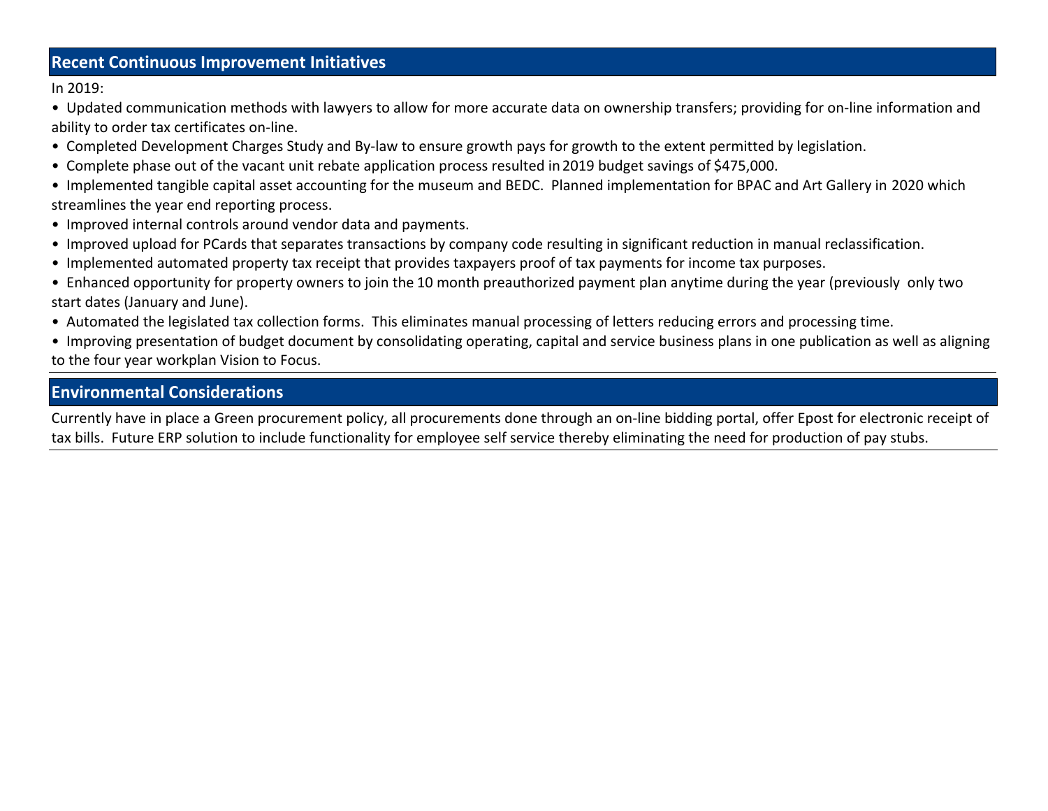## Recent Continuous Improvement Initiatives

In 2019:

- Updated communication methods with lawyers to allow for more accurate data on ownership transfers; providing for on-line information and ability to order tax certificates on-line.
- Completed Development Charges Study and By-law to ensure growth pays for growth to the extent permitted by legislation.
- Complete phase out of the vacant unit rebate application process resulted in 2019 budget savings of $475,000.
- Implemented tangible capital asset accounting for the museum and BEDC. Planned implementation for BPAC and Art Gallery in 2020 which streamlines the year end reporting process.
- Improved internal controls around vendor data and payments.
- Improved upload for PCards that separates transactions by company code resulting in significant reduction in manual reclassification.
- Implemented automated property tax receipt that provides taxpayers proof of tax payments for income tax purposes.
- Enhanced opportunity for property owners to join the 10 month preauthorized payment plan anytime during the year (previously only two start dates (January and June).
- Automated the legislated tax collection forms. This eliminates manual processing of letters reducing errors and processing time.
- Improving presentation of budget document by consolidating operating, capital and service business plans in one publication as well as aligning to the four year workplan Vision to Focus.

## Environmental Considerations

Currently have in place a Green procurement policy, all procurements done through an on-line bidding portal, offer Epost for electronic receipt of tax bills. Future ERP solution to include functionality for employee self service thereby eliminating the need for production of pay stubs.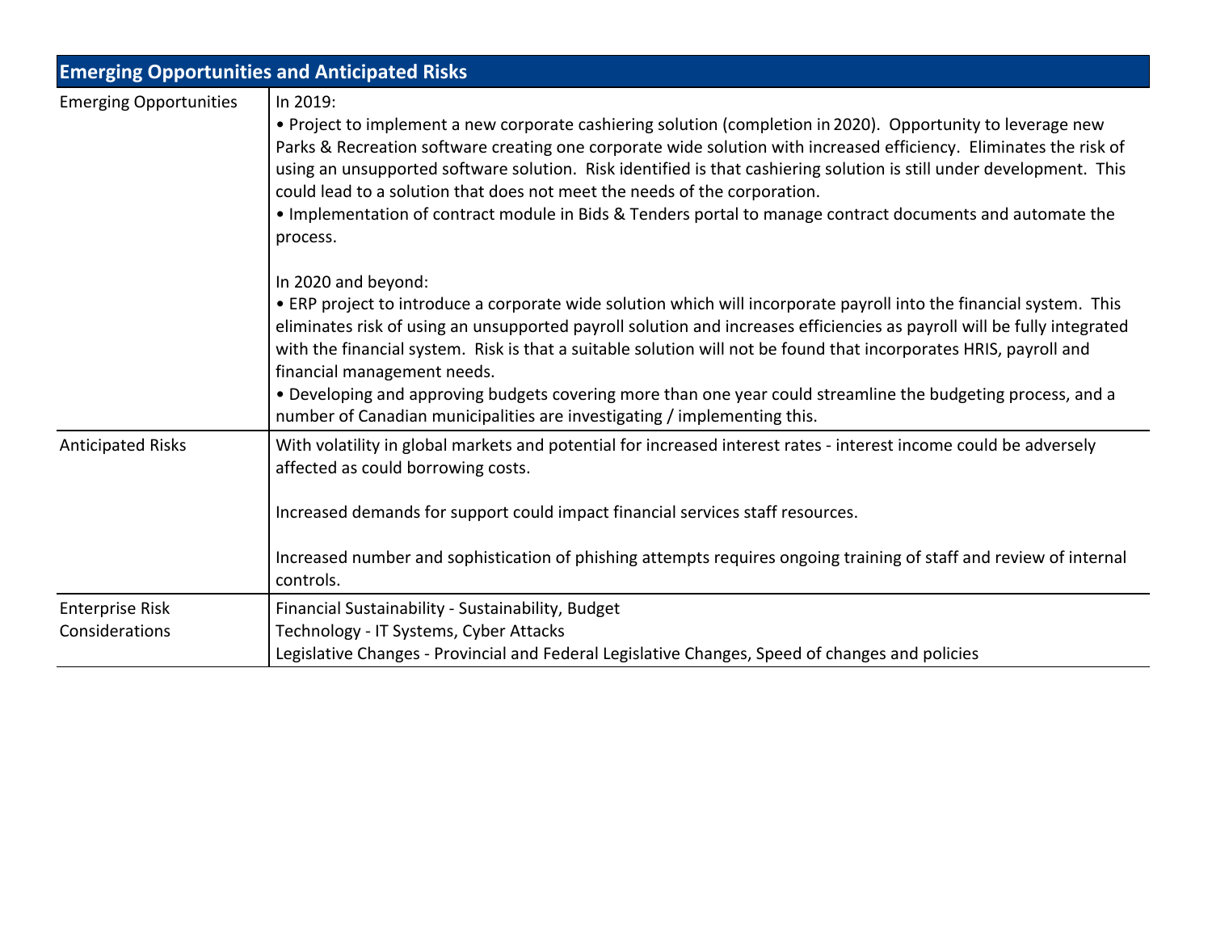| Emerging Opportunities and Anticipated Risks | |
|---|---|
| Emerging Opportunities | In 2019:<br>• Project to implement a new corporate cashiering solution (completion in 2020). Opportunity to leverage new Parks & Recreation software creating one corporate wide solution with increased efficiency. Eliminates the risk of using an unsupported software solution. Risk identified is that cashiering solution is still under development. This could lead to a solution that does not meet the needs of the corporation.<br>• Implementation of contract module in Bids & Tenders portal to manage contract documents and automate the process.<br><br>In 2020 and beyond:<br>• ERP project to introduce a corporate wide solution which will incorporate payroll into the financial system. This eliminates risk of using an unsupported payroll solution and increases efficiencies as payroll will be fully integrated with the financial system. Risk is that a suitable solution will not be found that incorporates HRIS, payroll and financial management needs.<br>• Developing and approving budgets covering more than one year could streamline the budgeting process, and a number of Canadian municipalities are investigating / implementing this. |
| Anticipated Risks | With volatility in global markets and potential for increased interest rates - interest income could be adversely affected as could borrowing costs.<br><br>Increased demands for support could impact financial services staff resources.<br><br>Increased number and sophistication of phishing attempts requires ongoing training of staff and review of internal controls. |
| Enterprise Risk Considerations | Financial Sustainability - Sustainability, Budget<br>Technology - IT Systems, Cyber Attacks<br>Legislative Changes - Provincial and Federal Legislative Changes, Speed of changes and policies |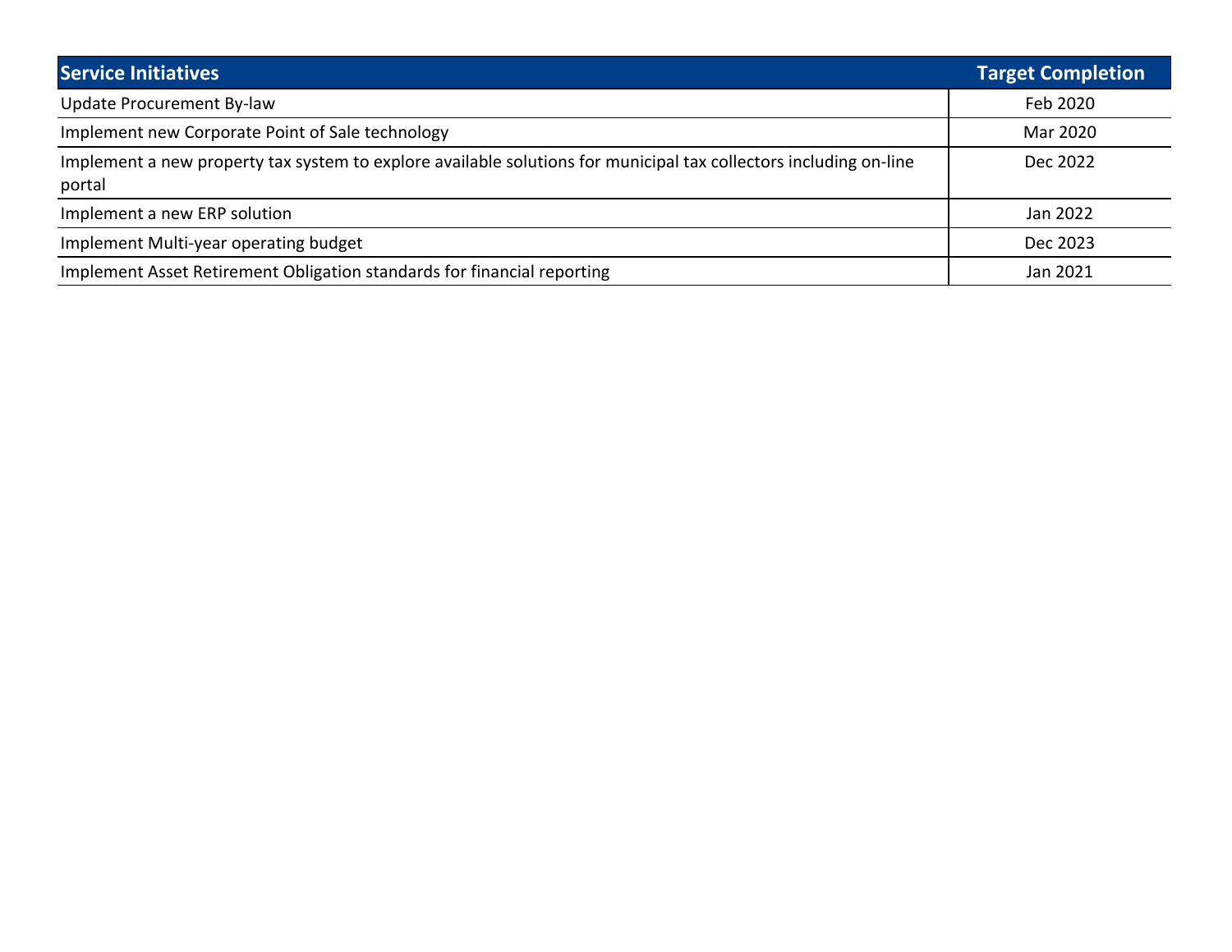| Service Initiatives | Target Completion |
| --- | --- |
| Update Procurement By-law | Feb 2020 |
| Implement new Corporate Point of Sale technology | Mar 2020 |
| Implement a new property tax system to explore available solutions for municipal tax collectors including on-line portal | Dec 2022 |
| Implement a new ERP solution | Jan 2022 |
| Implement Multi-year operating budget | Dec 2023 |
| Implement Asset Retirement Obligation standards for financial reporting | Jan 2021 |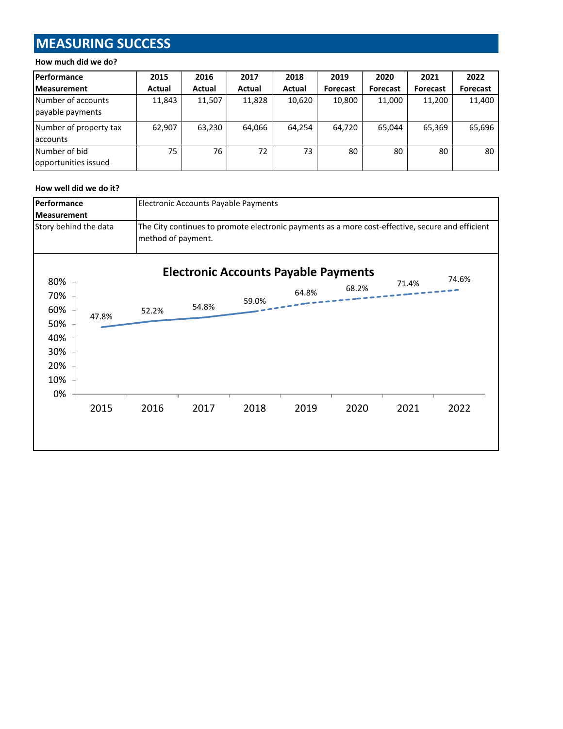# MEASURING SUCCESS

**How much did we do?**

| Performance Measurement | 2015 Actual | 2016 Actual | 2017 Actual | 2018 Actual | 2019 Forecast | 2020 Forecast | 2021 Forecast | 2022 Forecast |
|---|---|---|---|---|---|---|---|---|
| Number of accounts payable payments | 11,843 | 11,507 | 11,828 | 10,620 | 10,800 | 11,000 | 11,200 | 11,400 |
| Number of property tax accounts | 62,907 | 63,230 | 64,066 | 64,254 | 64,720 | 65,044 | 65,369 | 65,696 |
| Number of bid opportunities issued | 75 | 76 | 72 | 73 | 80 | 80 | 80 | 80 |

**How well did we do it?**

| Performance Measurement | Electronic Accounts Payable Payments |
|---|---|
| Story behind the data | The City continues to promote electronic payments as a more cost-effective, secure and efficient method of payment. |

**Electronic Accounts Payable Payments**

| Year | 2015 | 2016 | 2017 | 2018 | 2019 | 2020 | 2021 | 2022 |
|---|---|---|---|---|---|---|---|---|
| Electronic Accounts Payable Payments | 47.8% | 52.2% | 54.8% | 59.0% | 64.8% | 68.2% | 71.4% | 74.6% |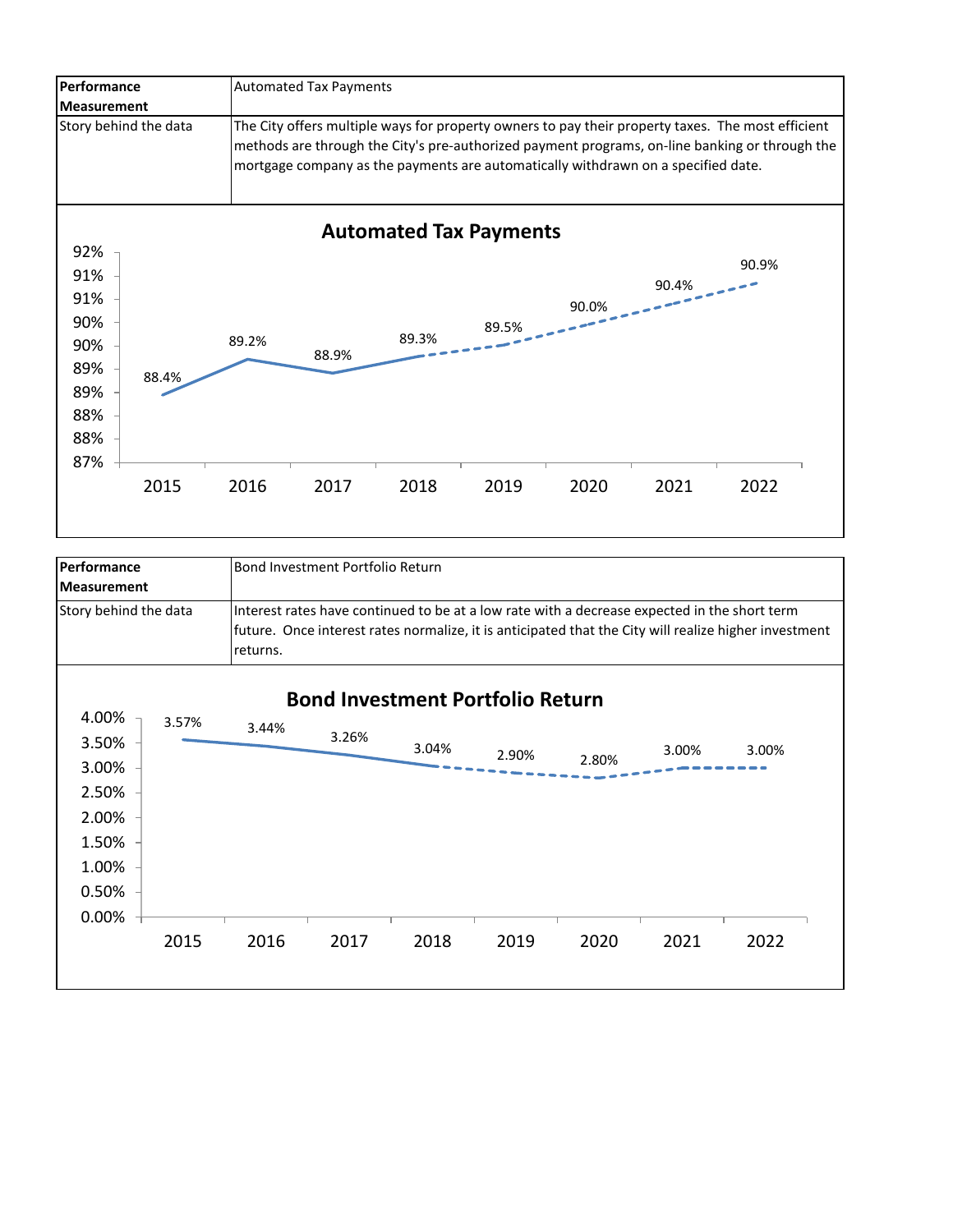| Performance Measurement | Automated Tax Payments |
| --- | --- |
| Story behind the data | The City offers multiple ways for property owners to pay their property taxes. The most efficient methods are through the City's pre-authorized payment programs, on-line banking or through the mortgage company as the payments are automatically withdrawn on a specified date. |

**Automated Tax Payments**

| Year | 2015 | 2016 | 2017 | 2018 | 2019 | 2020 | 2021 | 2022 |
| --- | --- | --- | --- | --- | --- | --- | --- | --- |
| Automated Tax Payments | 88.4% | 89.2% | 88.9% | 89.3% | 89.5% | 90.0% | 90.4% | 90.9% |

| Performance Measurement | Bond Investment Portfolio Return |
| --- | --- |
| Story behind the data | Interest rates have continued to be at a low rate with a decrease expected in the short term future. Once interest rates normalize, it is anticipated that the City will realize higher investment returns. |

**Bond Investment Portfolio Return**

| Year | 2015 | 2016 | 2017 | 2018 | 2019 | 2020 | 2021 | 2022 |
| --- | --- | --- | --- | --- | --- | --- | --- | --- |
| Bond Investment Portfolio Return | 3.57% | 3.44% | 3.26% | 3.04% | 2.90% | 2.80% | 3.00% | 3.00% |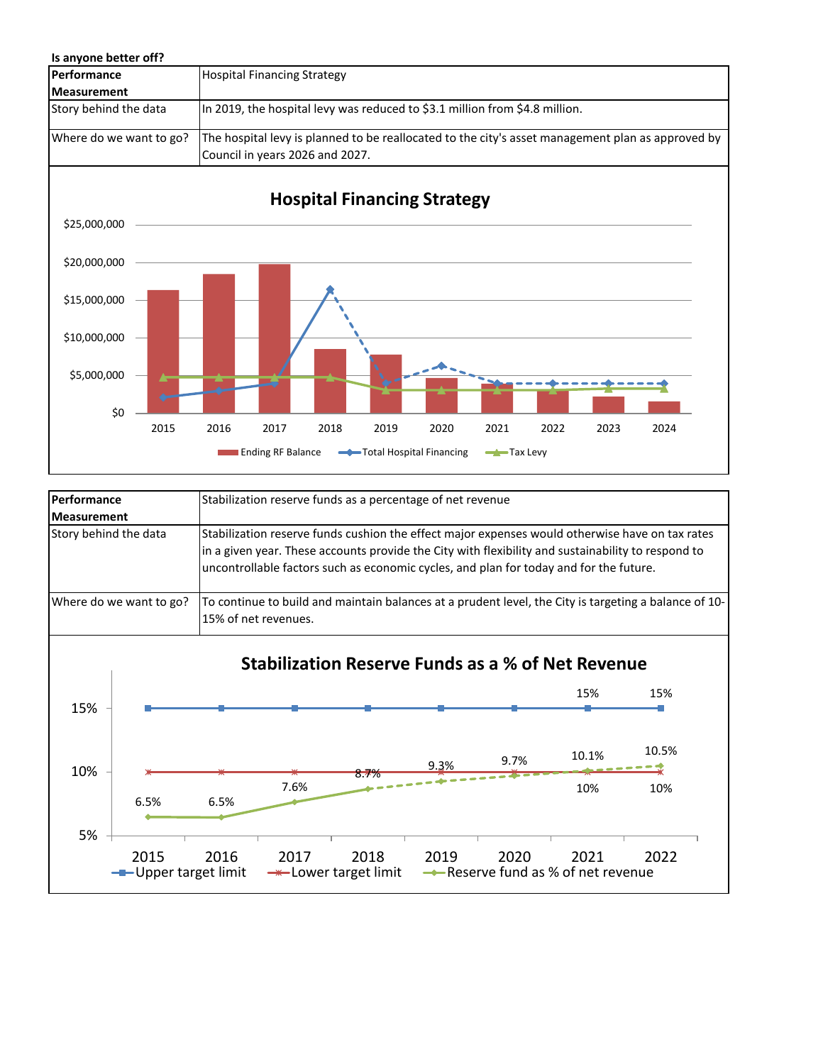**Is anyone better off?**

| Performance Measurement | Hospital Financing Strategy |
|---|---|
| Story behind the data | In 2019, the hospital levy was reduced to $3.1 million from $4.8 million. |
| Where do we want to go? | The hospital levy is planned to be reallocated to the city's asset management plan as approved by Council in years 2026 and 2027. |

**Hospital Financing Strategy**

$25,000,000
$20,000,000
$15,000,000
$10,000,000
$5,000,000
$0

2015 2016 2017 2018 2019 2020 2021 2022 2023 2024

Ending RF Balance — Total Hospital Financing — Tax Levy

| Performance Measurement | Stabilization reserve funds as a percentage of net revenue |
|---|---|
| Story behind the data | Stabilization reserve funds cushion the effect major expenses would otherwise have on tax rates in a given year. These accounts provide the City with flexibility and sustainability to respond to uncontrollable factors such as economic cycles, and plan for today and for the future. |
| Where do we want to go? | To continue to build and maintain balances at a prudent level, the City is targeting a balance of 10-15% of net revenues. |

**Stabilization Reserve Funds as a % of Net Revenue**

| | 2015 | 2016 | 2017 | 2018 | 2019 | 2020 | 2021 | 2022 |
|---|---|---|---|---|---|---|---|---|
| Upper target limit | | | | | | | 15% | 15% |
| Lower target limit | | | | | | | 10% | 10% |
| Reserve fund as % of net revenue | 6.5% | 6.5% | 7.6% | 8.7% | 9.3% | 9.7% | 10.1% | 10.5% |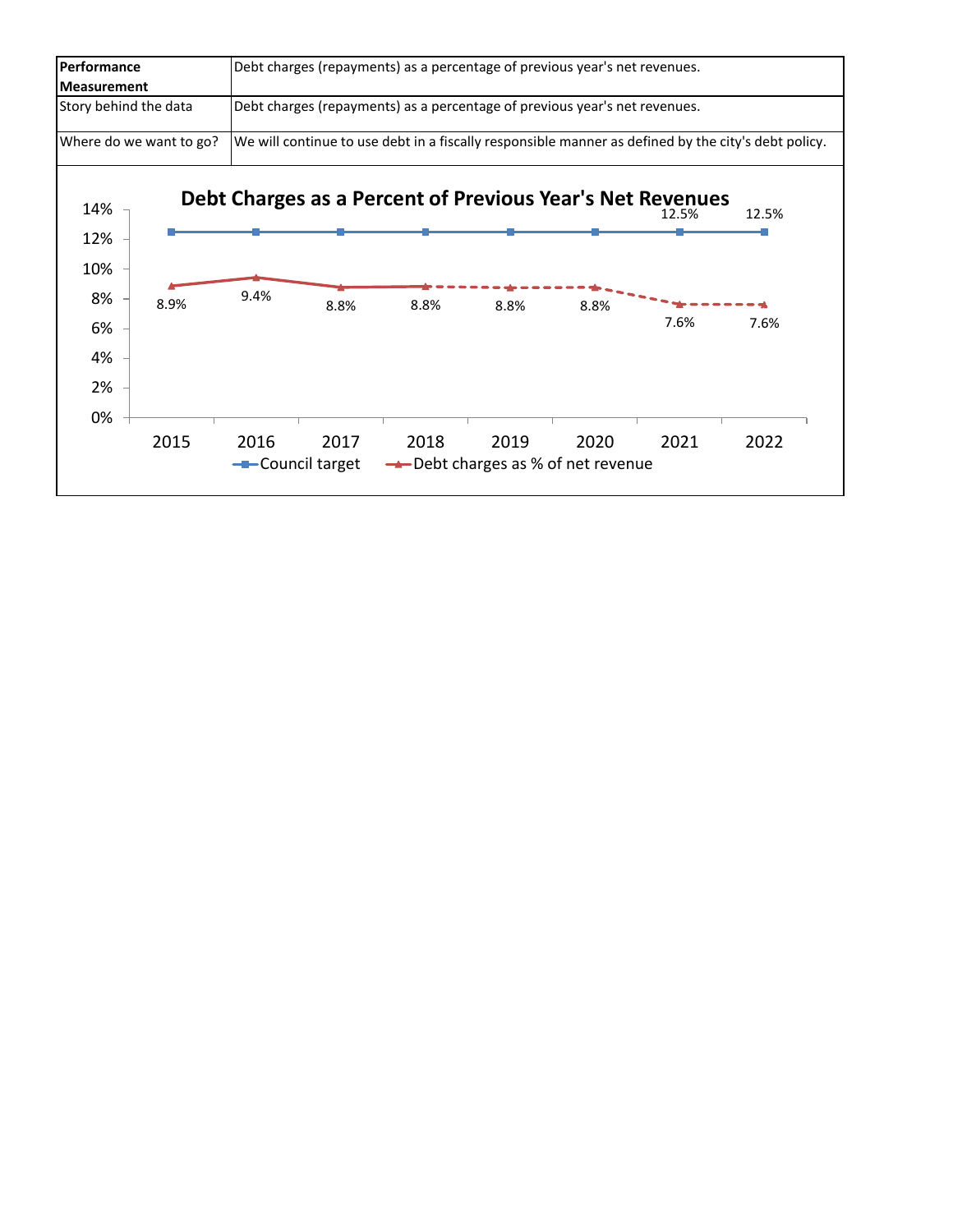| | |
|---|---|
| **Performance Measurement** | Debt charges (repayments) as a percentage of previous year's net revenues. |
| Story behind the data | Debt charges (repayments) as a percentage of previous year's net revenues. |
| Where do we want to go? | We will continue to use debt in a fiscally responsible manner as defined by the city's debt policy. |

**Debt Charges as a Percent of Previous Year's Net Revenues**

14%
12%
10%
8%
6%
4%
2%
0%

12.5%
12.5%

8.9%
9.4%
8.8%
8.8%
8.8%
8.8%
7.6%
7.6%

2015
2016
2017
2018
2019
2020
2021
2022

Council target
Debt charges as % of net revenue